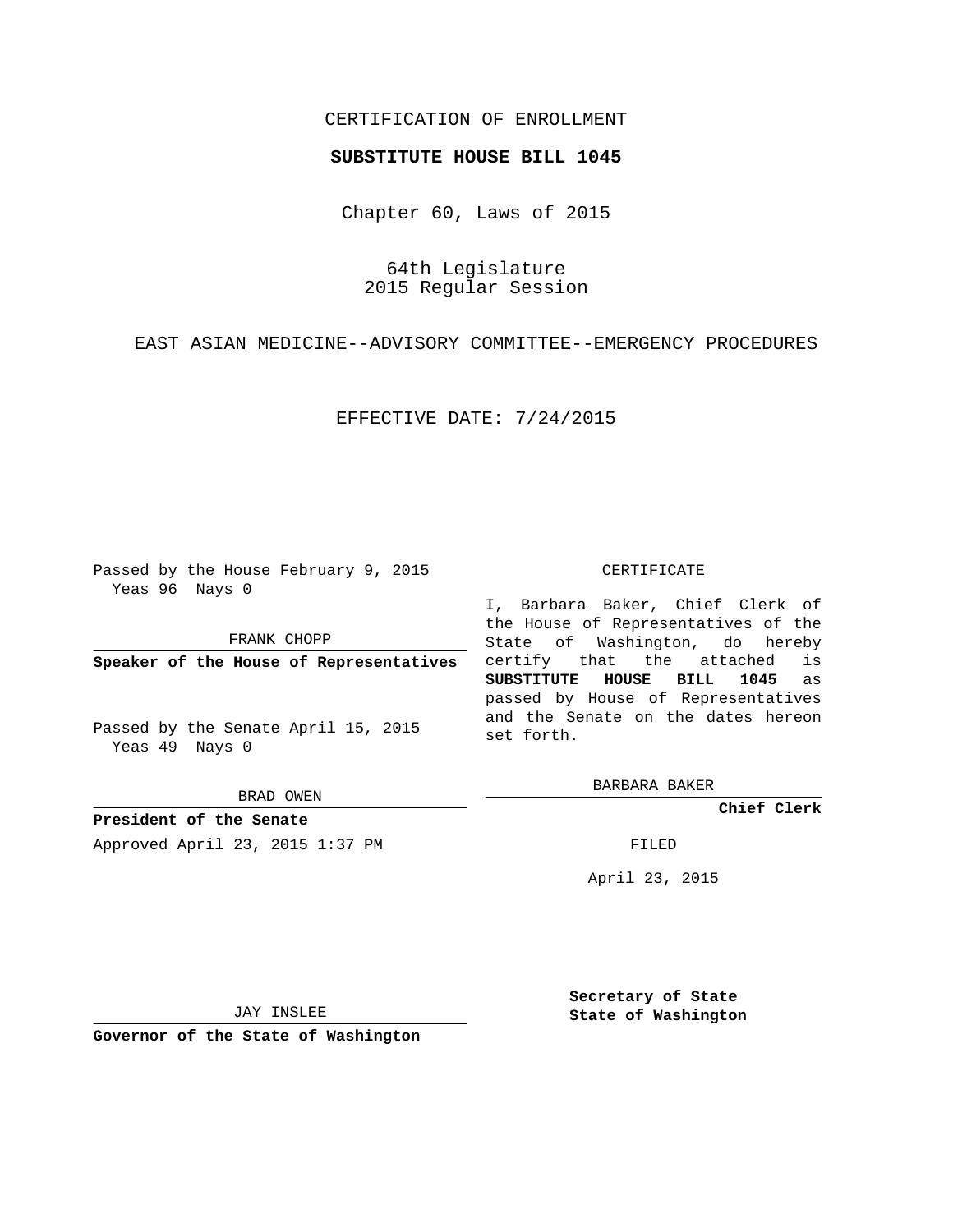CERTIFICATION OF ENROLLMENT

**SUBSTITUTE HOUSE BILL 1045**

Chapter 60, Laws of 2015

64th Legislature
2015 Regular Session

EAST ASIAN MEDICINE--ADVISORY COMMITTEE--EMERGENCY PROCEDURES

EFFECTIVE DATE: 7/24/2015

Passed by the House February 9, 2015
Yeas 96 Nays 0

FRANK CHOPP

**Speaker of the House of Representatives**

Passed by the Senate April 15, 2015
Yeas 49 Nays 0

BRAD OWEN

**President of the Senate**

Approved April 23, 2015 1:37 PM

CERTIFICATE

I, Barbara Baker, Chief Clerk of the House of Representatives of the State of Washington, do hereby certify that the attached is **SUBSTITUTE HOUSE BILL 1045** as passed by House of Representatives and the Senate on the dates hereon set forth.

BARBARA BAKER

**Chief Clerk**

FILED

April 23, 2015

JAY INSLEE

**Governor of the State of Washington**

**Secretary of State**
**State of Washington**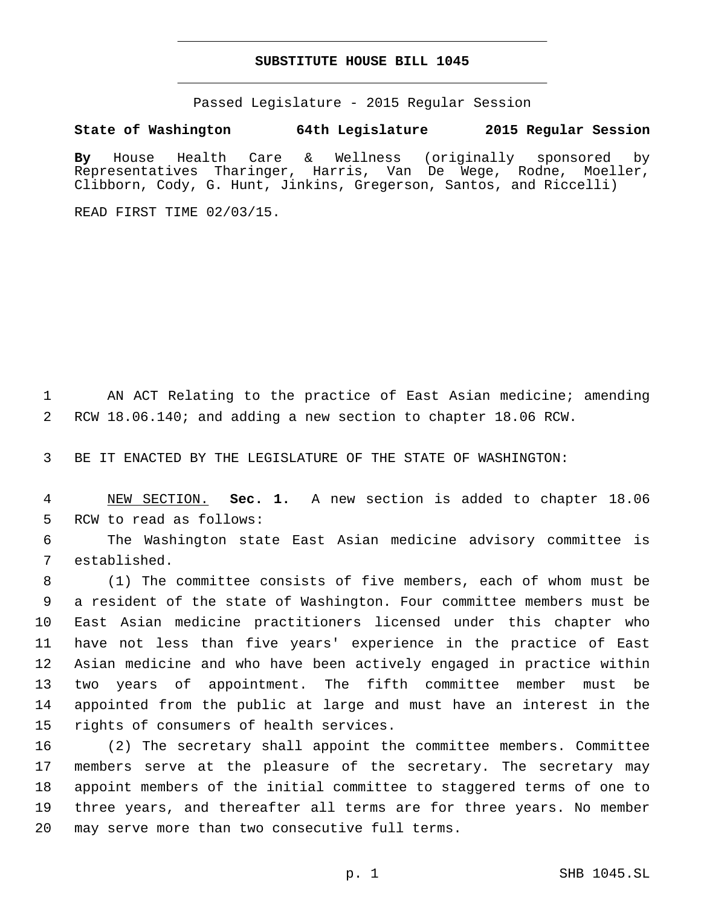# SUBSTITUTE HOUSE BILL 1045

Passed Legislature - 2015 Regular Session

**State of Washington 64th Legislature 2015 Regular Session**

**By** House Health Care & Wellness (originally sponsored by Representatives Tharinger, Harris, Van De Wege, Rodne, Moeller, Clibborn, Cody, G. Hunt, Jinkins, Gregerson, Santos, and Riccelli)

READ FIRST TIME 02/03/15.

AN ACT Relating to the practice of East Asian medicine; amending RCW 18.06.140; and adding a new section to chapter 18.06 RCW.

BE IT ENACTED BY THE LEGISLATURE OF THE STATE OF WASHINGTON:

NEW SECTION. **Sec. 1.** A new section is added to chapter 18.06 RCW to read as follows:

The Washington state East Asian medicine advisory committee is established.

(1) The committee consists of five members, each of whom must be a resident of the state of Washington. Four committee members must be East Asian medicine practitioners licensed under this chapter who have not less than five years' experience in the practice of East Asian medicine and who have been actively engaged in practice within two years of appointment. The fifth committee member must be appointed from the public at large and must have an interest in the rights of consumers of health services.

(2) The secretary shall appoint the committee members. Committee members serve at the pleasure of the secretary. The secretary may appoint members of the initial committee to staggered terms of one to three years, and thereafter all terms are for three years. No member may serve more than two consecutive full terms.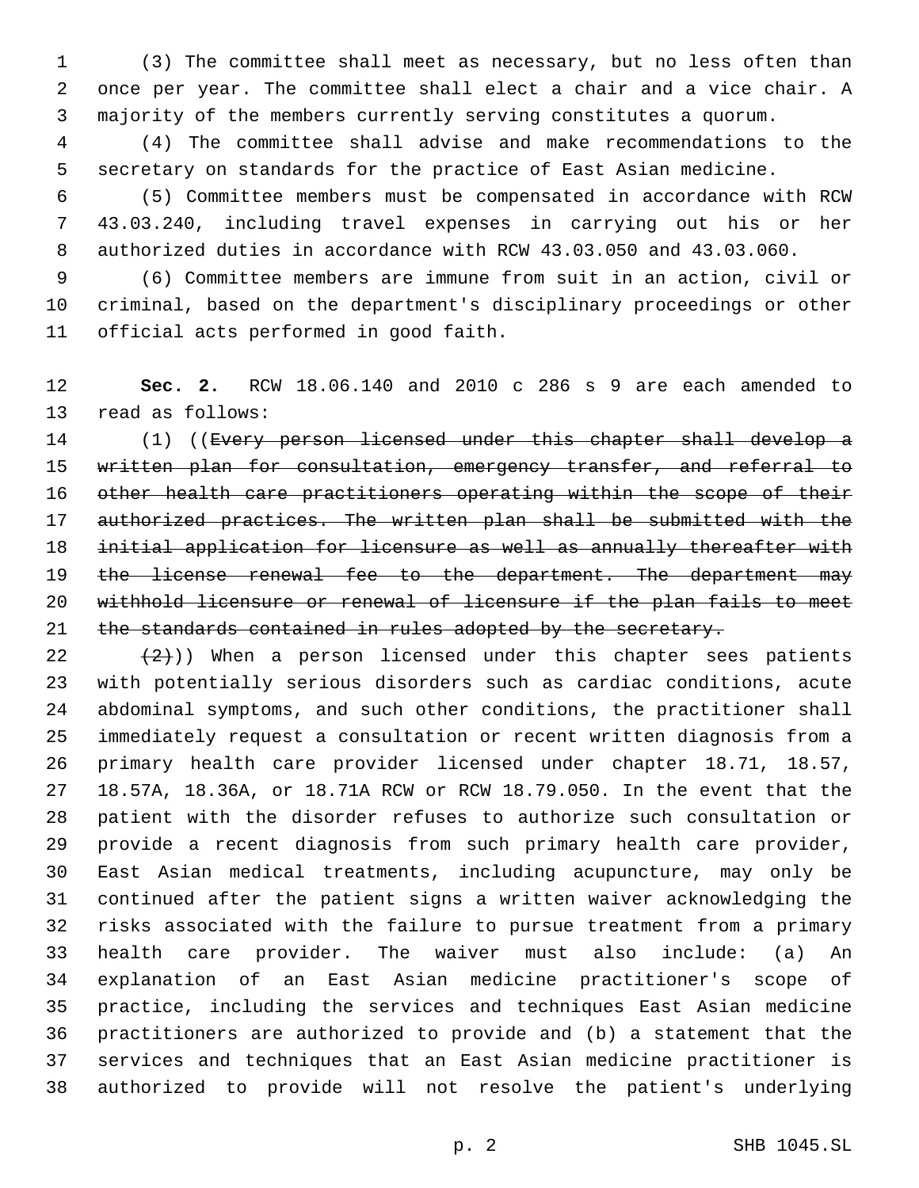(3) The committee shall meet as necessary, but no less often than once per year. The committee shall elect a chair and a vice chair. A majority of the members currently serving constitutes a quorum.

(4) The committee shall advise and make recommendations to the secretary on standards for the practice of East Asian medicine.

(5) Committee members must be compensated in accordance with RCW 43.03.240, including travel expenses in carrying out his or her authorized duties in accordance with RCW 43.03.050 and 43.03.060.

(6) Committee members are immune from suit in an action, civil or criminal, based on the department's disciplinary proceedings or other official acts performed in good faith.

**Sec. 2.** RCW 18.06.140 and 2010 c 286 s 9 are each amended to read as follows:

(1) ((~~Every person licensed under this chapter shall develop a written plan for consultation, emergency transfer, and referral to other health care practitioners operating within the scope of their authorized practices. The written plan shall be submitted with the initial application for licensure as well as annually thereafter with the license renewal fee to the department. The department may withhold licensure or renewal of licensure if the plan fails to meet the standards contained in rules adopted by the secretary.~~

~~(2)~~)) When a person licensed under this chapter sees patients with potentially serious disorders such as cardiac conditions, acute abdominal symptoms, and such other conditions, the practitioner shall immediately request a consultation or recent written diagnosis from a primary health care provider licensed under chapter 18.71, 18.57, 18.57A, 18.36A, or 18.71A RCW or RCW 18.79.050. In the event that the patient with the disorder refuses to authorize such consultation or provide a recent diagnosis from such primary health care provider, East Asian medical treatments, including acupuncture, may only be continued after the patient signs a written waiver acknowledging the risks associated with the failure to pursue treatment from a primary health care provider. The waiver must also include: (a) An explanation of an East Asian medicine practitioner's scope of practice, including the services and techniques East Asian medicine practitioners are authorized to provide and (b) a statement that the services and techniques that an East Asian medicine practitioner is authorized to provide will not resolve the patient's underlying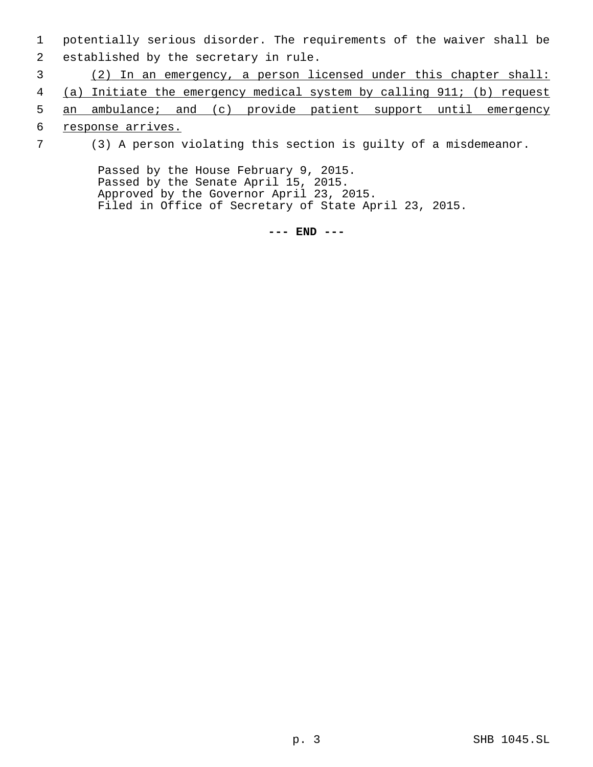potentially serious disorder. The requirements of the waiver shall be established by the secretary in rule.

<u>(2) In an emergency, a person licensed under this chapter shall: (a) Initiate the emergency medical system by calling 911; (b) request an ambulance; and (c) provide patient support until emergency response arrives.</u>

(3) A person violating this section is guilty of a misdemeanor.

Passed by the House February 9, 2015.
Passed by the Senate April 15, 2015.
Approved by the Governor April 23, 2015.
Filed in Office of Secretary of State April 23, 2015.

**--- END ---**